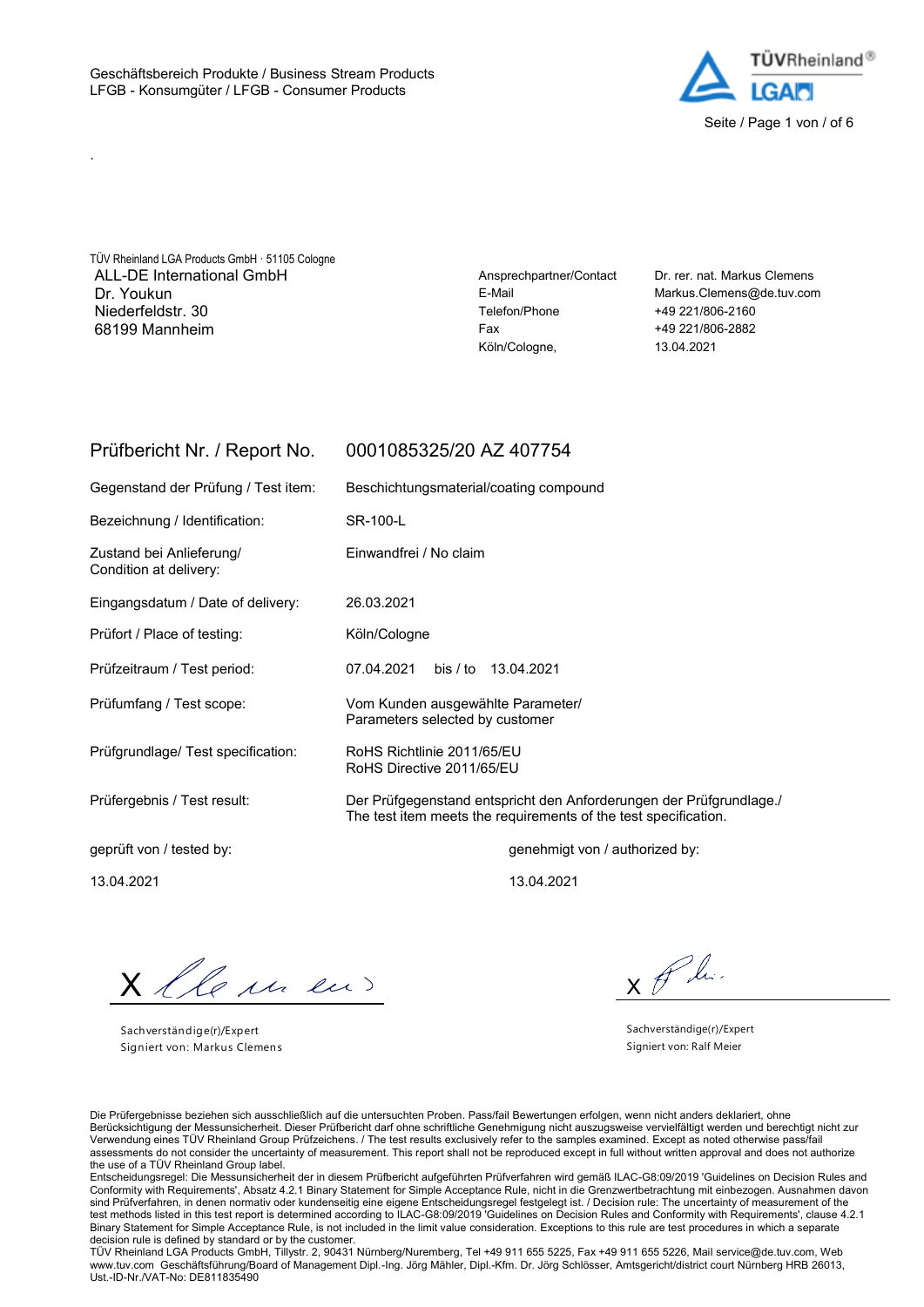Geschäftsbereich Produkte / Business Stream Products
LFGB - Konsumgüter / LFGB - Consumer Products

TÜV Rheinland LGA Products GmbH · 51105 Cologne
ALL-DE International GmbH
Dr. Youkun
Niederfeldstr. 30
68199 Mannheim

| | |
|---|---|
| Ansprechpartner/Contact | Dr. rer. nat. Markus Clemens |
| E-Mail | Markus.Clemens@de.tuv.com |
| Telefon/Phone | +49 221/806-2160 |
| Fax | +49 221/806-2882 |
| Köln/Cologne, | 13.04.2021 |

## Prüfbericht Nr. / Report No. 0001085325/20 AZ 407754

| | |
|---|---|
| Gegenstand der Prüfung / Test item: | Beschichtungsmaterial/coating compound |
| Bezeichnung / Identification: | SR-100-L |
| Zustand bei Anlieferung/ Condition at delivery: | Einwandfrei / No claim |
| Eingangsdatum / Date of delivery: | 26.03.2021 |
| Prüfort / Place of testing: | Köln/Cologne |
| Prüfzeitraum / Test period: | 07.04.2021 bis / to 13.04.2021 |
| Prüfumfang / Test scope: | Vom Kunden ausgewählte Parameter/ Parameters selected by customer |
| Prüfgrundlage/ Test specification: | RoHS Richtlinie 2011/65/EU RoHS Directive 2011/65/EU |
| Prüfergebnis / Test result: | Der Prüfgegenstand entspricht den Anforderungen der Prüfgrundlage./ The test item meets the requirements of the test specification. |

| geprüft von / tested by: | genehmigt von / authorized by: |
|---|---|
| 13.04.2021 | 13.04.2021 |
| X | X |
| Sachverständige(r)/Expert | Sachverständige(r)/Expert |
| Signiert von: Markus Clemens | Signiert von: Ralf Meier |

Die Prüfergebnisse beziehen sich ausschließlich auf die untersuchten Proben. Pass/fail Bewertungen erfolgen, wenn nicht anders deklariert, ohne Berücksichtigung der Messunsicherheit. Dieser Prüfbericht darf ohne schriftliche Genehmigung nicht auszugsweise vervielfältigt werden und berechtigt nicht zur Verwendung eines TÜV Rheinland Group Prüfzeichens. / The test results exclusively refer to the samples examined. Except as noted otherwise pass/fail assessments do not consider the uncertainty of measurement. This report shall not be reproduced except in full without written approval and does not authorize the use of a TÜV Rheinland Group label.
Entscheidungsregel: Die Messunsicherheit der in diesem Prüfbericht aufgeführten Prüfverfahren wird gemäß ILAC-G8:09/2019 'Guidelines on Decision Rules and Conformity with Requirements', Absatz 4.2.1 Binary Statement for Simple Acceptance Rule, nicht in die Grenzwertbetrachtung mit einbezogen. Ausnahmen davon sind Prüfverfahren, in denen normativ oder kundenseitig eine eigene Entscheidungsregel festgelegt ist. / Decision rule: The uncertainty of measurement of the test methods listed in this test report is determined according to ILAC-G8:09/2019 'Guidelines on Decision Rules and Conformity with Requirements', clause 4.2.1 Binary Statement for Simple Acceptance Rule, is not included in the limit value consideration. Exceptions to this rule are test procedures in which a separate decision rule is defined by standard or by the customer.
TÜV Rheinland LGA Products GmbH, Tillystr. 2, 90431 Nürnberg/Nuremberg, Tel +49 911 655 5225, Fax +49 911 655 5226, Mail service@de.tuv.com, Web www.tuv.com Geschäftsführung/Board of Management Dipl.-Ing. Jörg Mähler, Dipl.-Kfm. Dr. Jörg Schlösser, Amtsgericht/district court Nürnberg HRB 26013, Ust.-ID-Nr./VAT-No: DE811835490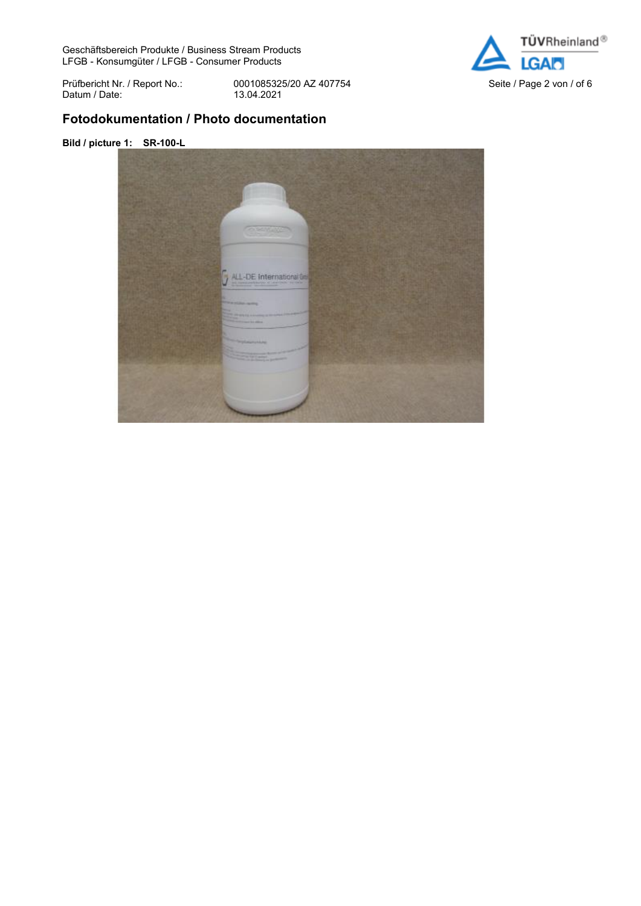## Fotodokumentation / Photo documentation

**Bild / picture 1: SR-100-L**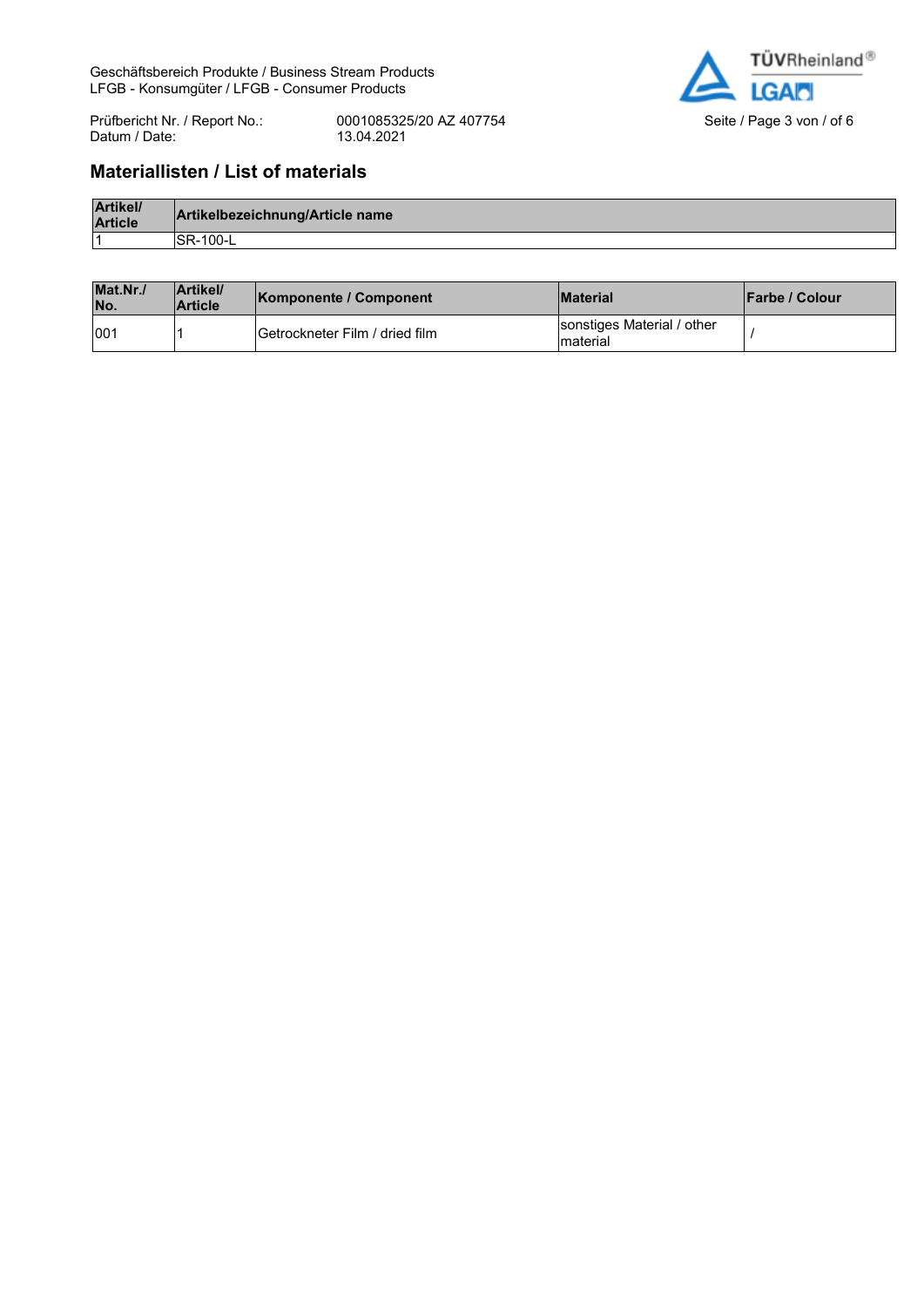## Materiallisten / List of materials

| Artikel/ Article | Artikelbezeichnung/Article name |
| --- | --- |
| 1 | SR-100-L |

| Mat.Nr./ No. | Artikel/ Article | Komponente / Component | Material | Farbe / Colour |
| --- | --- | --- | --- | --- |
| 001 | 1 | Getrockneter Film / dried film | sonstiges Material / other material | / |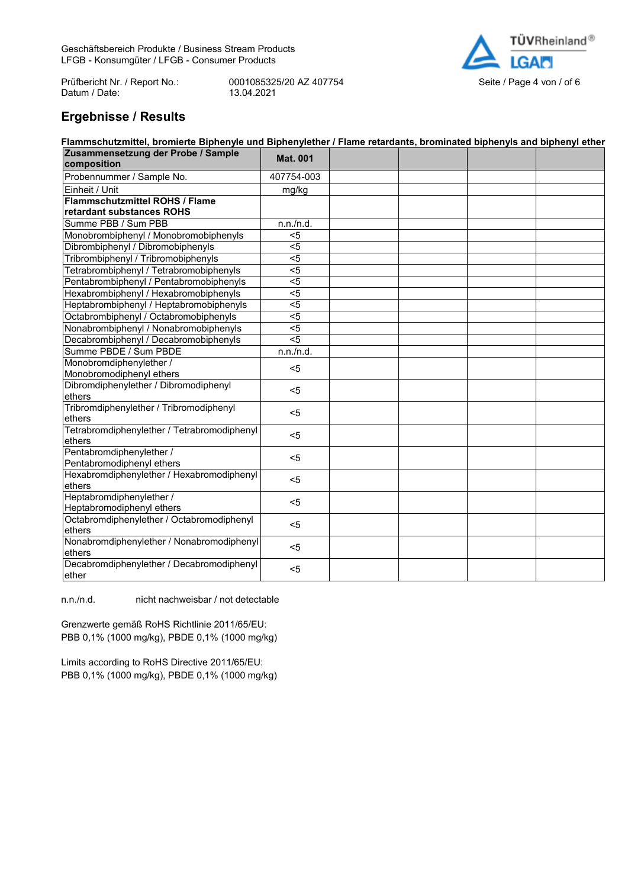## Ergebnisse / Results

**Flammschutzmittel, bromierte Biphenyle und Biphenylether / Flame retardants, brominated biphenyls and biphenyl ether**

| Zusammensetzung der Probe / Sample composition | Mat. 001 | | | | |
|---|---|---|---|---|---|
| Probennummer / Sample No. | 407754-003 | | | | |
| Einheit / Unit | mg/kg | | | | |
| **Flammschutzmittel ROHS / Flame retardant substances ROHS** | | | | | |
| Summe PBB / Sum PBB | n.n./n.d. | | | | |
| Monobrombiphenyl / Monobromobiphenyls | <5 | | | | |
| Dibrombiphenyl / Dibromobiphenyls | <5 | | | | |
| Tribrombiphenyl / Tribromobiphenyls | <5 | | | | |
| Tetrabrombiphenyl / Tetrabromobiphenyls | <5 | | | | |
| Pentabrombiphenyl / Pentabromobiphenyls | <5 | | | | |
| Hexabrombiphenyl / Hexabromobiphenyls | <5 | | | | |
| Heptabrombiphenyl / Heptabromobiphenyls | <5 | | | | |
| Octabrombiphenyl / Octabromobiphenyls | <5 | | | | |
| Nonabrombiphenyl / Nonabromobiphenyls | <5 | | | | |
| Decabrombiphenyl / Decabromobiphenyls | <5 | | | | |
| Summe PBDE / Sum PBDE | n.n./n.d. | | | | |
| Monobromdiphenylether / Monobromodiphenyl ethers | <5 | | | | |
| Dibromdiphenylether / Dibromodiphenyl ethers | <5 | | | | |
| Tribromdiphenylether / Tribromodiphenyl ethers | <5 | | | | |
| Tetrabromdiphenylether / Tetrabromodiphenyl ethers | <5 | | | | |
| Pentabromdiphenylether / Pentabromodiphenyl ethers | <5 | | | | |
| Hexabromdiphenylether / Hexabromodiphenyl ethers | <5 | | | | |
| Heptabromdiphenylether / Heptabromodiphenyl ethers | <5 | | | | |
| Octabromdiphenylether / Octabromodiphenyl ethers | <5 | | | | |
| Nonabromdiphenylether / Nonabromodiphenyl ethers | <5 | | | | |
| Decabromdiphenylether / Decabromodiphenyl ether | <5 | | | | |

n.n./n.d. nicht nachweisbar / not detectable

Grenzwerte gemäß RoHS Richtlinie 2011/65/EU:
PBB 0,1% (1000 mg/kg), PBDE 0,1% (1000 mg/kg)

Limits according to RoHS Directive 2011/65/EU:
PBB 0,1% (1000 mg/kg), PBDE 0,1% (1000 mg/kg)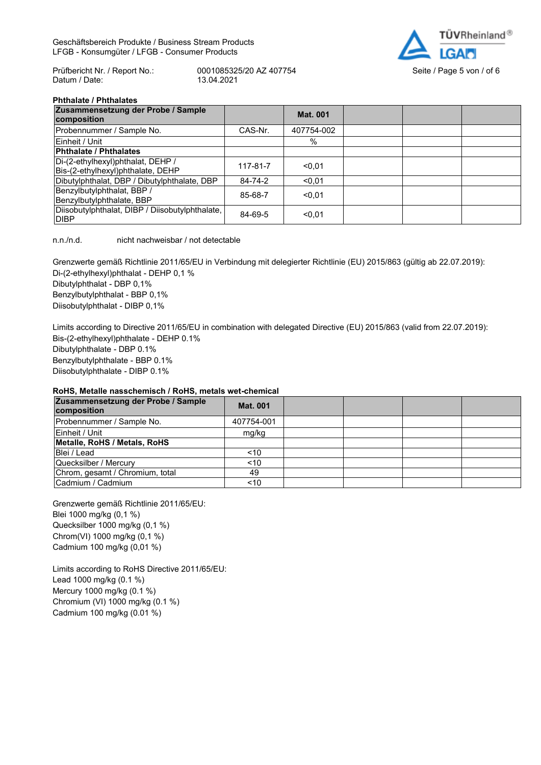**Phthalate / Phthalates**

| Zusammensetzung der Probe / Sample composition | | Mat. 001 | | | |
|---|---|---|---|---|---|
| Probennummer / Sample No. | CAS-Nr. | 407754-002 | | | |
| Einheit / Unit | | % | | | |
| **Phthalate / Phthalates** | | | | | |
| Di-(2-ethylhexyl)phthalat, DEHP / Bis-(2-ethylhexyl)phthalate, DEHP | 117-81-7 | <0,01 | | | |
| Dibutylphthalat, DBP / Dibutylphthalate, DBP | 84-74-2 | <0,01 | | | |
| Benzylbutylphthalat, BBP / Benzylbutylphthalate, BBP | 85-68-7 | <0,01 | | | |
| Diisobutylphthalat, DIBP / Diisobutylphthalate, DIBP | 84-69-5 | <0,01 | | | |

n.n./n.d. nicht nachweisbar / not detectable

Grenzwerte gemäß Richtlinie 2011/65/EU in Verbindung mit delegierter Richtlinie (EU) 2015/863 (gültig ab 22.07.2019):
Di-(2-ethylhexyl)phthalat - DEHP 0,1 %
Dibutylphthalat - DBP 0,1%
Benzylbutylphthalat - BBP 0,1%
Diisobutylphthalat - DIBP 0,1%

Limits according to Directive 2011/65/EU in combination with delegated Directive (EU) 2015/863 (valid from 22.07.2019):
Bis-(2-ethylhexyl)phthalate - DEHP 0.1%
Dibutylphthalate - DBP 0.1%
Benzylbutylphthalate - BBP 0.1%
Diisobutylphthalate - DIBP 0.1%

**RoHS, Metalle nasschemisch / RoHS, metals wet-chemical**

| Zusammensetzung der Probe / Sample composition | Mat. 001 | | | | |
|---|---|---|---|---|---|
| Probennummer / Sample No. | 407754-001 | | | | |
| Einheit / Unit | mg/kg | | | | |
| **Metalle, RoHS / Metals, RoHS** | | | | | |
| Blei / Lead | <10 | | | | |
| Quecksilber / Mercury | <10 | | | | |
| Chrom, gesamt / Chromium, total | 49 | | | | |
| Cadmium / Cadmium | <10 | | | | |

Grenzwerte gemäß Richtlinie 2011/65/EU:
Blei 1000 mg/kg (0,1 %)
Quecksilber 1000 mg/kg (0,1 %)
Chrom(VI) 1000 mg/kg (0,1 %)
Cadmium 100 mg/kg (0,01 %)

Limits according to RoHS Directive 2011/65/EU:
Lead 1000 mg/kg (0.1 %)
Mercury 1000 mg/kg (0.1 %)
Chromium (VI) 1000 mg/kg (0.1 %)
Cadmium 100 mg/kg (0.01 %)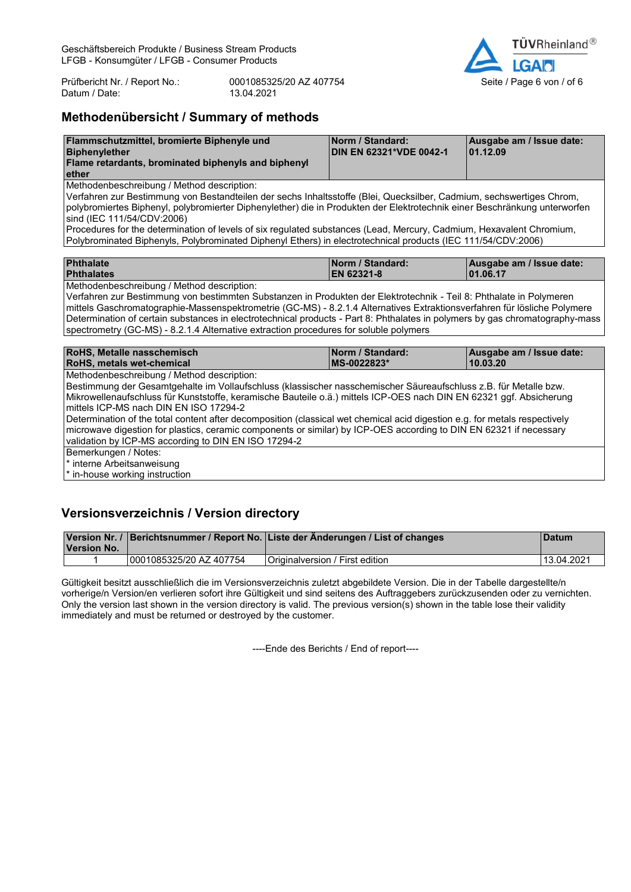## Methodenübersicht / Summary of methods

| **Flammschutzmittel, bromierte Biphenyle und Biphenylether**<br>**Flame retardants, brominated biphenyls and biphenyl ether** | **Norm / Standard:**<br>**DIN EN 62321*VDE 0042-1** | **Ausgabe am / Issue date:**<br>**01.12.09** |
|---|---|---|
| Methodenbeschreibung / Method description:<br>Verfahren zur Bestimmung von Bestandteilen der sechs Inhaltsstoffe (Blei, Quecksilber, Cadmium, sechswertiges Chrom, polybromiertes Biphenyl, polybromierter Diphenylether) die in Produkten der Elektrotechnik einer Beschränkung unterworfen sind (IEC 111/54/CDV:2006)<br>Procedures for the determination of levels of six regulated substances (Lead, Mercury, Cadmium, Hexavalent Chromium, Polybrominated Biphenyls, Polybrominated Diphenyl Ethers) in electrotechnical products (IEC 111/54/CDV:2006) | | |

| **Phthalate**<br>**Phthalates** | **Norm / Standard:**<br>**EN 62321-8** | **Ausgabe am / Issue date:**<br>**01.06.17** |
|---|---|---|
| Methodenbeschreibung / Method description:<br>Verfahren zur Bestimmung von bestimmten Substanzen in Produkten der Elektrotechnik - Teil 8: Phthalate in Polymeren mittels Gaschromatographie-Massenspektrometrie (GC-MS) - 8.2.1.4 Alternatives Extraktionsverfahren für lösliche Polymere<br>Determination of certain substances in electrotechnical products - Part 8: Phthalates in polymers by gas chromatography-mass spectrometry (GC-MS) - 8.2.1.4 Alternative extraction procedures for soluble polymers | | |

| **RoHS, Metalle nasschemisch**<br>**RoHS, metals wet-chemical** | **Norm / Standard:**<br>**MS-0022823*** | **Ausgabe am / Issue date:**<br>**10.03.20** |
|---|---|---|
| Methodenbeschreibung / Method description:<br>Bestimmung der Gesamtgehalte im Vollaufschluss (klassischer nasschemischer Säureaufschluss z.B. für Metalle bzw. Mikrowellenaufschluss für Kunststoffe, keramische Bauteile o.ä.) mittels ICP-OES nach DIN EN 62321 ggf. Absicherung mittels ICP-MS nach DIN EN ISO 17294-2<br>Determination of the total content after decomposition (classical wet chemical acid digestion e.g. for metals respectively microwave digestion for plastics, ceramic components or similar) by ICP-OES according to DIN EN 62321 if necessary validation by ICP-MS according to DIN EN ISO 17294-2 | | |
| Bemerkungen / Notes:<br>* interne Arbeitsanweisung<br>* in-house working instruction | | |

## Versionsverzeichnis / Version directory

| Version Nr. / Version No. | Berichtsnummer / Report No. | Liste der Änderungen / List of changes | Datum |
|---|---|---|---|
| 1 | 0001085325/20 AZ 407754 | Originalversion / First edition | 13.04.2021 |

Gültigkeit besitzt ausschließlich die im Versionsverzeichnis zuletzt abgebildete Version. Die in der Tabelle dargestellte/n vorherige/n Version/en verlieren sofort ihre Gültigkeit und sind seitens des Auftraggebers zurückzusenden oder zu vernichten.
Only the version last shown in the version directory is valid. The previous version(s) shown in the table lose their validity immediately and must be returned or destroyed by the customer.

----Ende des Berichts / End of report----